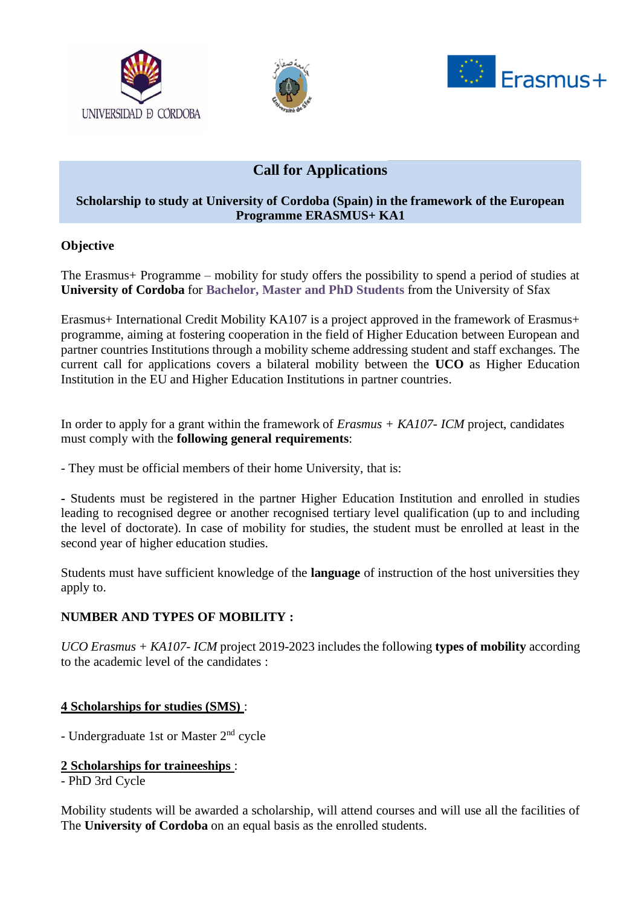# Call for Applications

**Scholarship to study at University of Cordoba (Spain) in the framework of the European Programme ERASMUS+ KA1**

**Objective**

The Erasmus+ Programme – mobility for study offers the possibility to spend a period of studies at **University of Cordoba** for **Bachelor, Master and PhD Students** from the University of Sfax

Erasmus+ International Credit Mobility KA107 is a project approved in the framework of Erasmus+ programme, aiming at fostering cooperation in the field of Higher Education between European and partner countries Institutions through a mobility scheme addressing student and staff exchanges. The current call for applications covers a bilateral mobility between the **UCO** as Higher Education Institution in the EU and Higher Education Institutions in partner countries.

In order to apply for a grant within the framework of *Erasmus + KA107- ICM* project, candidates must comply with the **following general requirements**:

- They must be official members of their home University, that is:

- Students must be registered in the partner Higher Education Institution and enrolled in studies leading to recognised degree or another recognised tertiary level qualification (up to and including the level of doctorate). In case of mobility for studies, the student must be enrolled at least in the second year of higher education studies.

Students must have sufficient knowledge of the **language** of instruction of the host universities they apply to.

**NUMBER AND TYPES OF MOBILITY :**

*UCO Erasmus + KA107- ICM* project 2019-2023 includes the following **types of mobility** according to the academic level of the candidates :

**4 Scholarships for studies (SMS)** :

- Undergraduate 1st or Master 2nd cycle

**2 Scholarships for traineeships** :

- PhD 3rd Cycle

Mobility students will be awarded a scholarship, will attend courses and will use all the facilities of The **University of Cordoba** on an equal basis as the enrolled students.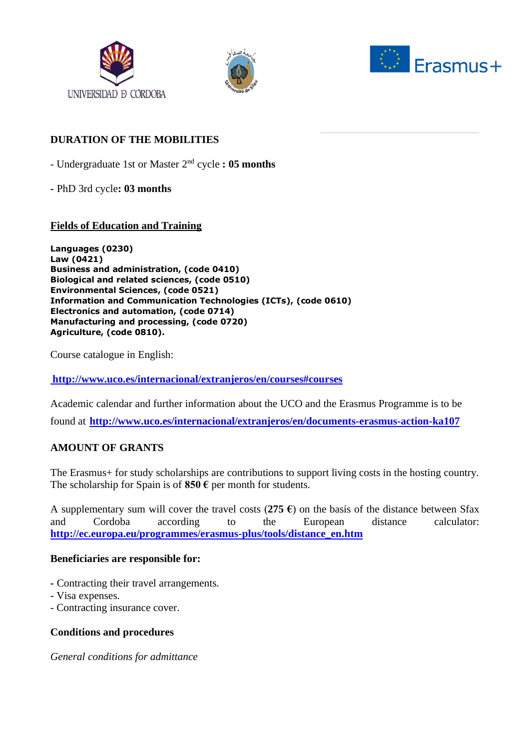## DURATION OF THE MOBILITIES

- Undergraduate 1st or Master 2nd cycle **: 05 months**

- PhD 3rd cycle**: 03 months**

## Fields of Education and Training

**Languages (0230)**
**Law (0421)**
**Business and administration, (code 0410)**
**Biological and related sciences, (code 0510)**
**Environmental Sciences, (code 0521)**
**Information and Communication Technologies (ICTs), (code 0610)**
**Electronics and automation, (code 0714)**
**Manufacturing and processing, (code 0720)**
**Agriculture, (code 0810).**

Course catalogue in English:

**http://www.uco.es/internacional/extranjeros/en/courses#courses**

Academic calendar and further information about the UCO and the Erasmus Programme is to be found at **http://www.uco.es/internacional/extranjeros/en/documents-erasmus-action-ka107**

## AMOUNT OF GRANTS

The Erasmus+ for study scholarships are contributions to support living costs in the hosting country. The scholarship for Spain is of **850 €** per month for students.

A supplementary sum will cover the travel costs (**275 €**) on the basis of the distance between Sfax and Cordoba according to the European distance calculator: **http://ec.europa.eu/programmes/erasmus-plus/tools/distance_en.htm**

### Beneficiaries are responsible for:

- Contracting their travel arrangements.
- Visa expenses.
- Contracting insurance cover.

### Conditions and procedures

*General conditions for admittance*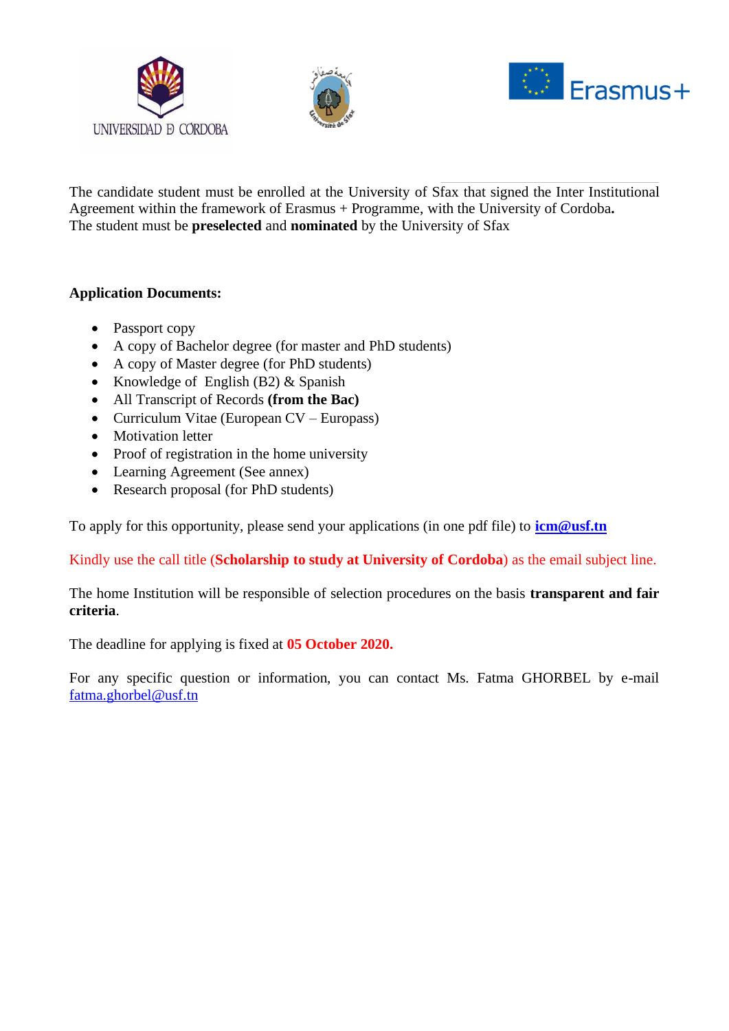The candidate student must be enrolled at the University of Sfax that signed the Inter Institutional Agreement within the framework of Erasmus + Programme, with the University of Cordoba**.**
The student must be **preselected** and **nominated** by the University of Sfax

**Application Documents:**

- Passport copy
- A copy of Bachelor degree (for master and PhD students)
- A copy of Master degree (for PhD students)
- Knowledge of English (B2) & Spanish
- All Transcript of Records **(from the Bac)**
- Curriculum Vitae (European CV – Europass)
- Motivation letter
- Proof of registration in the home university
- Learning Agreement (See annex)
- Research proposal (for PhD students)

To apply for this opportunity, please send your applications (in one pdf file) to **icm@usf.tn**

Kindly use the call title (**Scholarship to study at University of Cordoba**) as the email subject line.

The home Institution will be responsible of selection procedures on the basis **transparent and fair criteria**.

The deadline for applying is fixed at **05 October 2020.**

For any specific question or information, you can contact Ms. Fatma GHORBEL by e-mail fatma.ghorbel@usf.tn